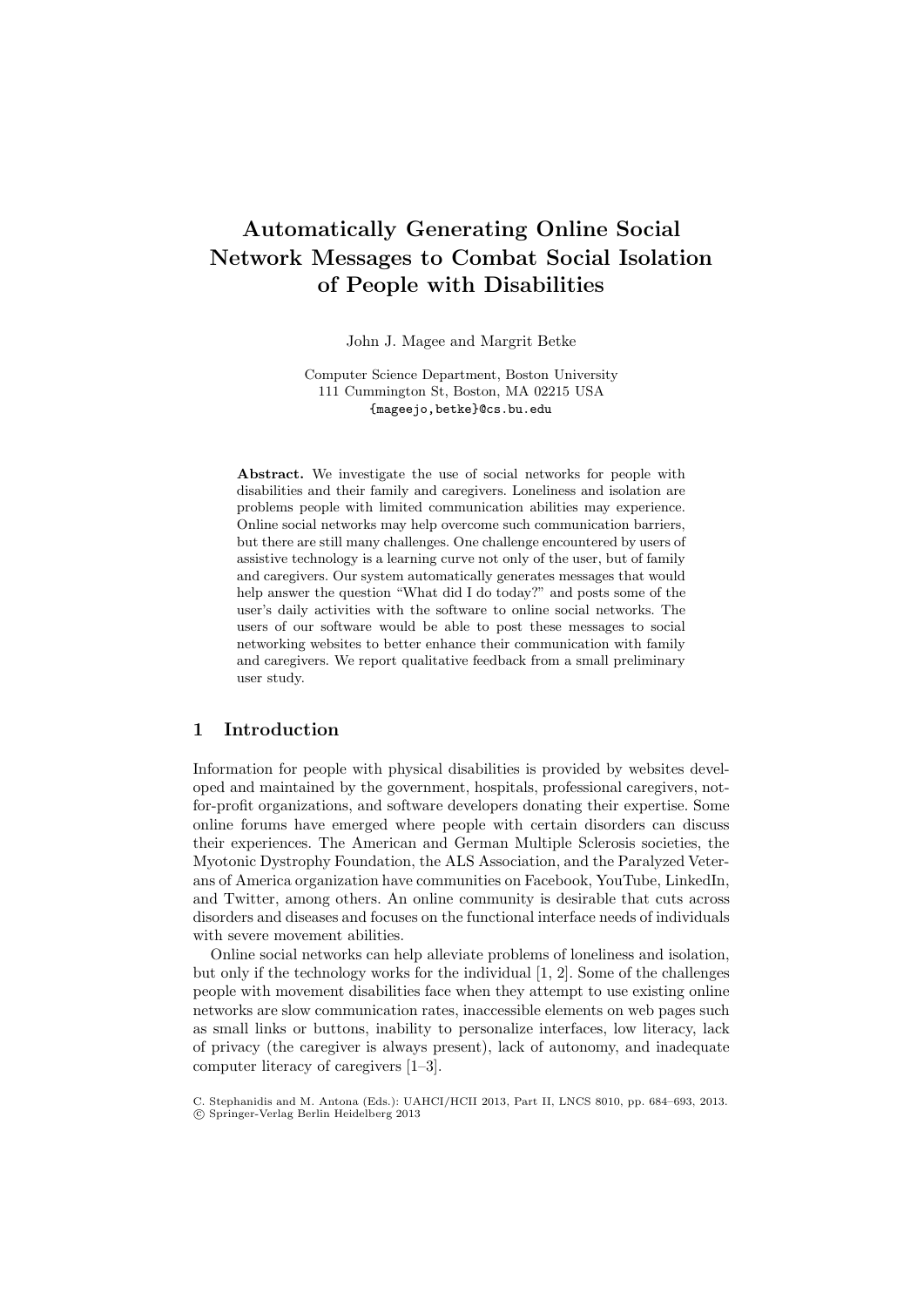# Automatically Generating Online Social Network Messages to Combat Social Isolation of People with Disabilities

John J. Magee and Margrit Betke

Computer Science Department, Boston University
111 Cummington St, Boston, MA 02215 USA
{mageejo,betke}@cs.bu.edu

**Abstract.** We investigate the use of social networks for people with disabilities and their family and caregivers. Loneliness and isolation are problems people with limited communication abilities may experience. Online social networks may help overcome such communication barriers, but there are still many challenges. One challenge encountered by users of assistive technology is a learning curve not only of the user, but of family and caregivers. Our system automatically generates messages that would help answer the question "What did I do today?" and posts some of the user's daily activities with the software to online social networks. The users of our software would be able to post these messages to social networking websites to better enhance their communication with family and caregivers. We report qualitative feedback from a small preliminary user study.

## 1 Introduction

Information for people with physical disabilities is provided by websites developed and maintained by the government, hospitals, professional caregivers, not-for-profit organizations, and software developers donating their expertise. Some online forums have emerged where people with certain disorders can discuss their experiences. The American and German Multiple Sclerosis societies, the Myotonic Dystrophy Foundation, the ALS Association, and the Paralyzed Veterans of America organization have communities on Facebook, YouTube, LinkedIn, and Twitter, among others. An online community is desirable that cuts across disorders and diseases and focuses on the functional interface needs of individuals with severe movement abilities.

Online social networks can help alleviate problems of loneliness and isolation, but only if the technology works for the individual [1, 2]. Some of the challenges people with movement disabilities face when they attempt to use existing online networks are slow communication rates, inaccessible elements on web pages such as small links or buttons, inability to personalize interfaces, low literacy, lack of privacy (the caregiver is always present), lack of autonomy, and inadequate computer literacy of caregivers [1–3].

C. Stephanidis and M. Antona (Eds.): UAHCI/HCII 2013, Part II, LNCS 8010, pp. 684–693, 2013.
© Springer-Verlag Berlin Heidelberg 2013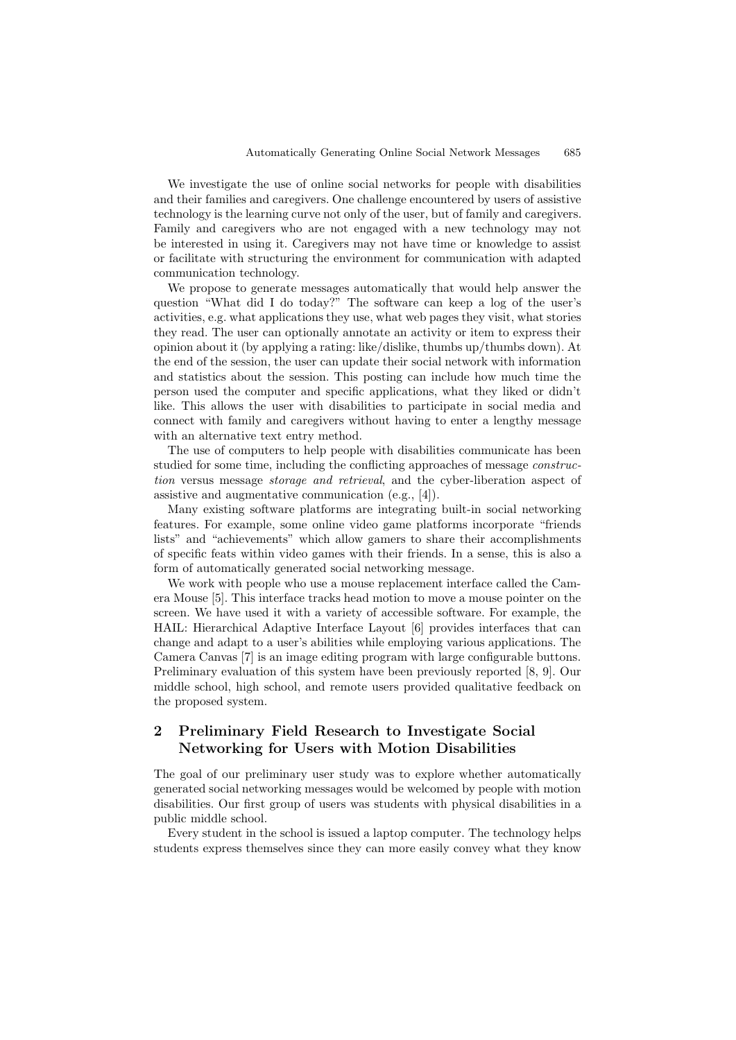We investigate the use of online social networks for people with disabilities and their families and caregivers. One challenge encountered by users of assistive technology is the learning curve not only of the user, but of family and caregivers. Family and caregivers who are not engaged with a new technology may not be interested in using it. Caregivers may not have time or knowledge to assist or facilitate with structuring the environment for communication with adapted communication technology.

We propose to generate messages automatically that would help answer the question "What did I do today?" The software can keep a log of the user's activities, e.g. what applications they use, what web pages they visit, what stories they read. The user can optionally annotate an activity or item to express their opinion about it (by applying a rating: like/dislike, thumbs up/thumbs down). At the end of the session, the user can update their social network with information and statistics about the session. This posting can include how much time the person used the computer and specific applications, what they liked or didn't like. This allows the user with disabilities to participate in social media and connect with family and caregivers without having to enter a lengthy message with an alternative text entry method.

The use of computers to help people with disabilities communicate has been studied for some time, including the conflicting approaches of message *construction* versus message *storage and retrieval*, and the cyber-liberation aspect of assistive and augmentative communication (e.g., [4]).

Many existing software platforms are integrating built-in social networking features. For example, some online video game platforms incorporate "friends lists" and "achievements" which allow gamers to share their accomplishments of specific feats within video games with their friends. In a sense, this is also a form of automatically generated social networking message.

We work with people who use a mouse replacement interface called the Camera Mouse [5]. This interface tracks head motion to move a mouse pointer on the screen. We have used it with a variety of accessible software. For example, the HAIL: Hierarchical Adaptive Interface Layout [6] provides interfaces that can change and adapt to a user's abilities while employing various applications. The Camera Canvas [7] is an image editing program with large configurable buttons. Preliminary evaluation of this system have been previously reported [8, 9]. Our middle school, high school, and remote users provided qualitative feedback on the proposed system.

## 2 Preliminary Field Research to Investigate Social Networking for Users with Motion Disabilities

The goal of our preliminary user study was to explore whether automatically generated social networking messages would be welcomed by people with motion disabilities. Our first group of users was students with physical disabilities in a public middle school.

Every student in the school is issued a laptop computer. The technology helps students express themselves since they can more easily convey what they know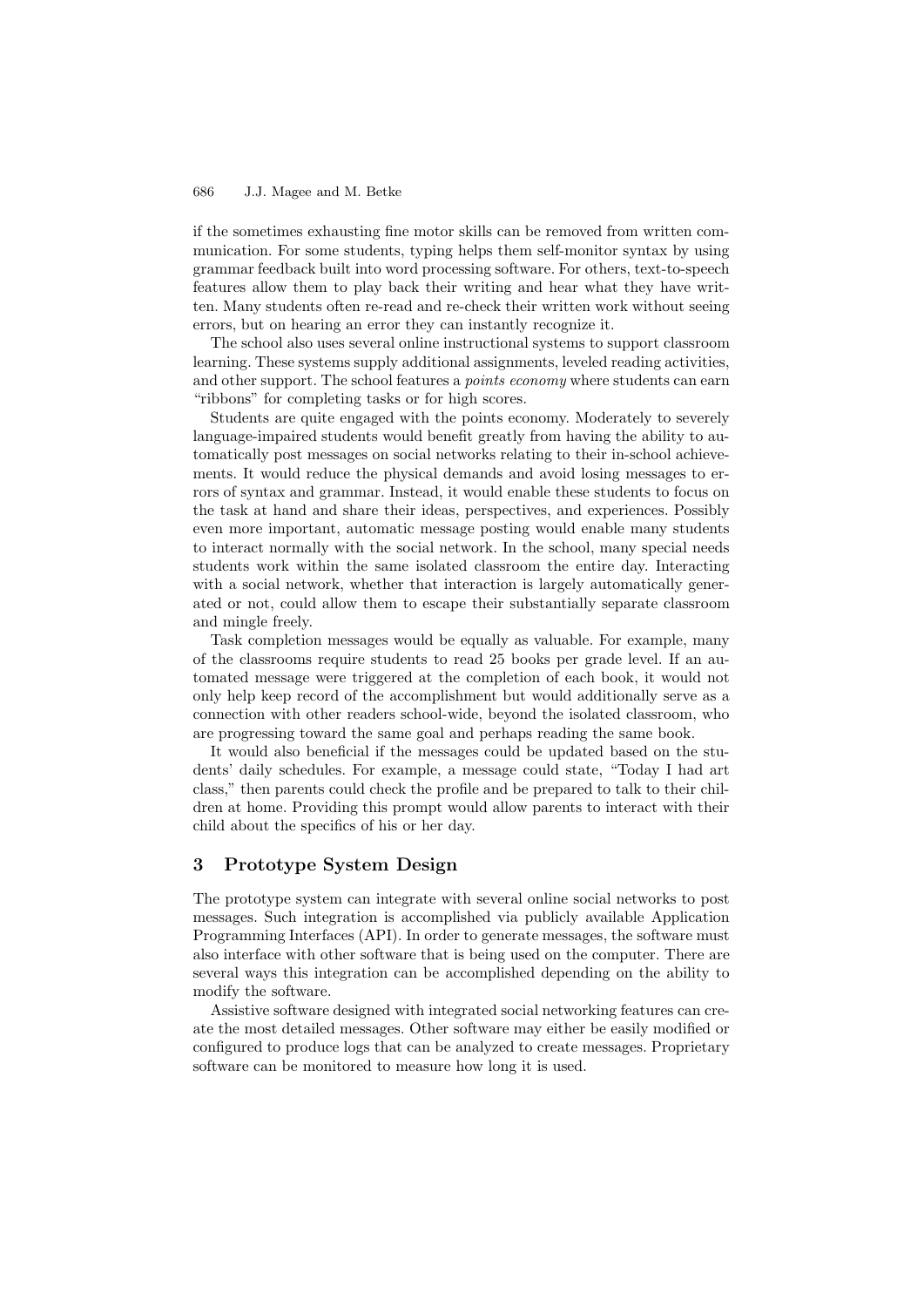if the sometimes exhausting fine motor skills can be removed from written communication. For some students, typing helps them self-monitor syntax by using grammar feedback built into word processing software. For others, text-to-speech features allow them to play back their writing and hear what they have written. Many students often re-read and re-check their written work without seeing errors, but on hearing an error they can instantly recognize it.

The school also uses several online instructional systems to support classroom learning. These systems supply additional assignments, leveled reading activities, and other support. The school features a *points economy* where students can earn "ribbons" for completing tasks or for high scores.

Students are quite engaged with the points economy. Moderately to severely language-impaired students would benefit greatly from having the ability to automatically post messages on social networks relating to their in-school achievements. It would reduce the physical demands and avoid losing messages to errors of syntax and grammar. Instead, it would enable these students to focus on the task at hand and share their ideas, perspectives, and experiences. Possibly even more important, automatic message posting would enable many students to interact normally with the social network. In the school, many special needs students work within the same isolated classroom the entire day. Interacting with a social network, whether that interaction is largely automatically generated or not, could allow them to escape their substantially separate classroom and mingle freely.

Task completion messages would be equally as valuable. For example, many of the classrooms require students to read 25 books per grade level. If an automated message were triggered at the completion of each book, it would not only help keep record of the accomplishment but would additionally serve as a connection with other readers school-wide, beyond the isolated classroom, who are progressing toward the same goal and perhaps reading the same book.

It would also beneficial if the messages could be updated based on the students' daily schedules. For example, a message could state, "Today I had art class," then parents could check the profile and be prepared to talk to their children at home. Providing this prompt would allow parents to interact with their child about the specifics of his or her day.

## 3 Prototype System Design

The prototype system can integrate with several online social networks to post messages. Such integration is accomplished via publicly available Application Programming Interfaces (API). In order to generate messages, the software must also interface with other software that is being used on the computer. There are several ways this integration can be accomplished depending on the ability to modify the software.

Assistive software designed with integrated social networking features can create the most detailed messages. Other software may either be easily modified or configured to produce logs that can be analyzed to create messages. Proprietary software can be monitored to measure how long it is used.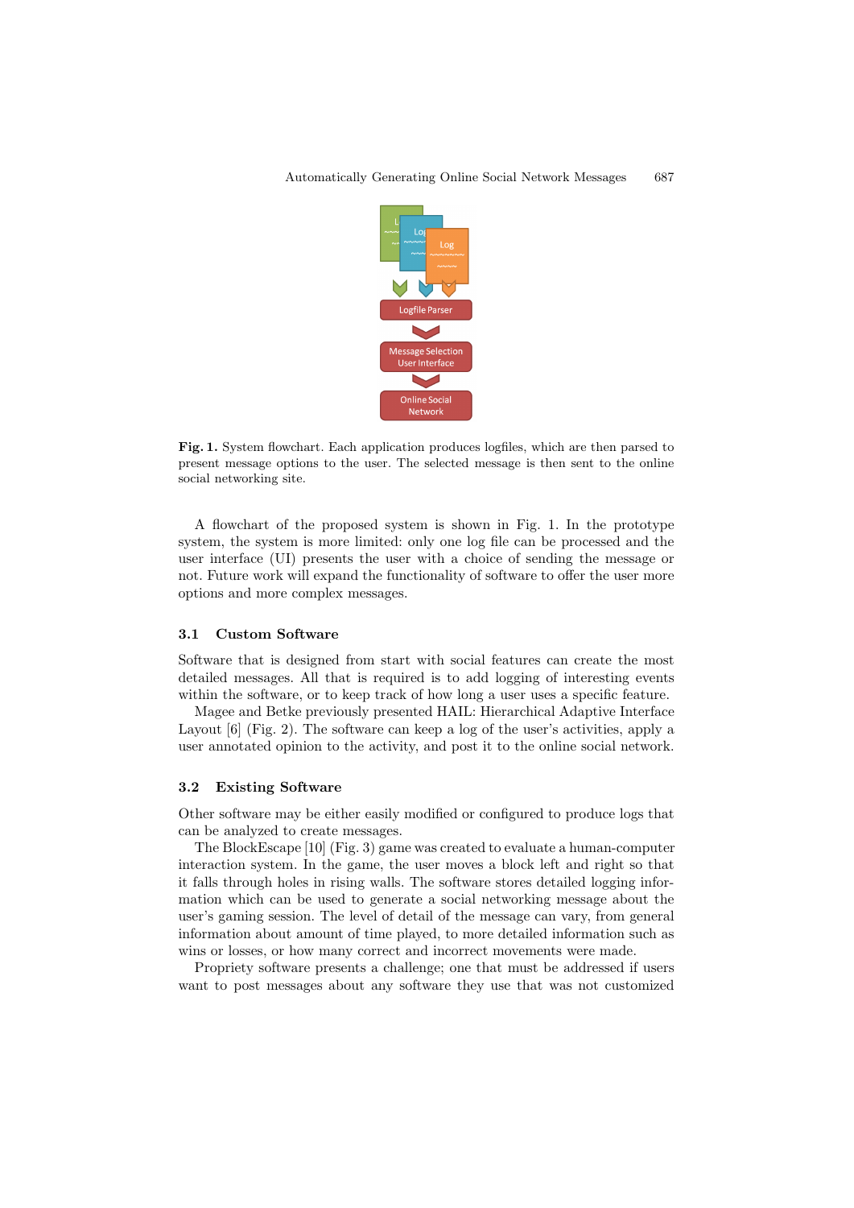**Fig. 1.** System flowchart. Each application produces logfiles, which are then parsed to present message options to the user. The selected message is then sent to the online social networking site.

A flowchart of the proposed system is shown in Fig. 1. In the prototype system, the system is more limited: only one log file can be processed and the user interface (UI) presents the user with a choice of sending the message or not. Future work will expand the functionality of software to offer the user more options and more complex messages.

### 3.1 Custom Software

Software that is designed from start with social features can create the most detailed messages. All that is required is to add logging of interesting events within the software, or to keep track of how long a user uses a specific feature.

Magee and Betke previously presented HAIL: Hierarchical Adaptive Interface Layout [6] (Fig. 2). The software can keep a log of the user's activities, apply a user annotated opinion to the activity, and post it to the online social network.

### 3.2 Existing Software

Other software may be either easily modified or configured to produce logs that can be analyzed to create messages.

The BlockEscape [10] (Fig. 3) game was created to evaluate a human-computer interaction system. In the game, the user moves a block left and right so that it falls through holes in rising walls. The software stores detailed logging information which can be used to generate a social networking message about the user's gaming session. The level of detail of the message can vary, from general information about amount of time played, to more detailed information such as wins or losses, or how many correct and incorrect movements were made.

Propriety software presents a challenge; one that must be addressed if users want to post messages about any software they use that was not customized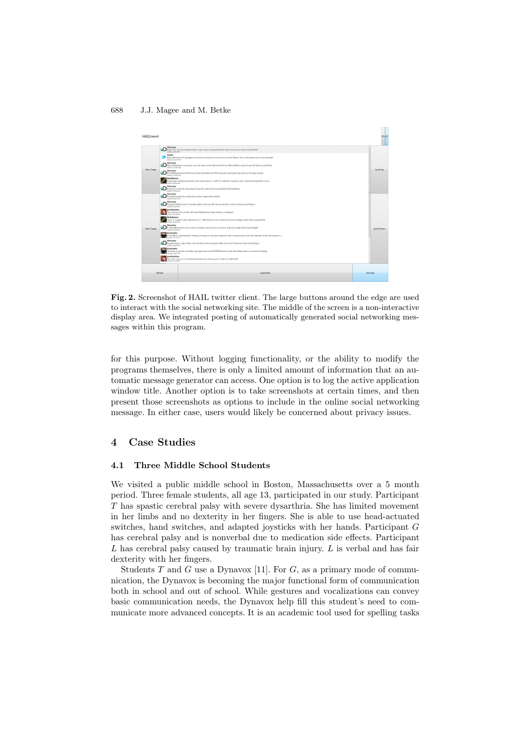**Fig. 2.** Screenshot of HAIL twitter client. The large buttons around the edge are used to interact with the social networking site. The middle of the screen is a non-interactive display area. We integrated posting of automatically generated social networking messages within this program.

for this purpose. Without logging functionality, or the ability to modify the programs themselves, there is only a limited amount of information that an automatic message generator can access. One option is to log the active application window title. Another option is to take screenshots at certain times, and then present those screenshots as options to include in the online social networking message. In either case, users would likely be concerned about privacy issues.

## 4 Case Studies

### 4.1 Three Middle School Students

We visited a public middle school in Boston, Massachusetts over a 5 month period. Three female students, all age 13, participated in our study. Participant *T* has spastic cerebral palsy with severe dysarthria. She has limited movement in her limbs and no dexterity in her fingers. She is able to use head-actuated switches, hand switches, and adapted joysticks with her hands. Participant *G* has cerebral palsy and is nonverbal due to medication side effects. Participant *L* has cerebral palsy caused by traumatic brain injury. *L* is verbal and has fair dexterity with her fingers.

Students *T* and *G* use a Dynavox [11]. For *G*, as a primary mode of communication, the Dynavox is becoming the major functional form of communication both in school and out of school. While gestures and vocalizations can convey basic communication needs, the Dynavox help fill this student's need to communicate more advanced concepts. It is an academic tool used for spelling tasks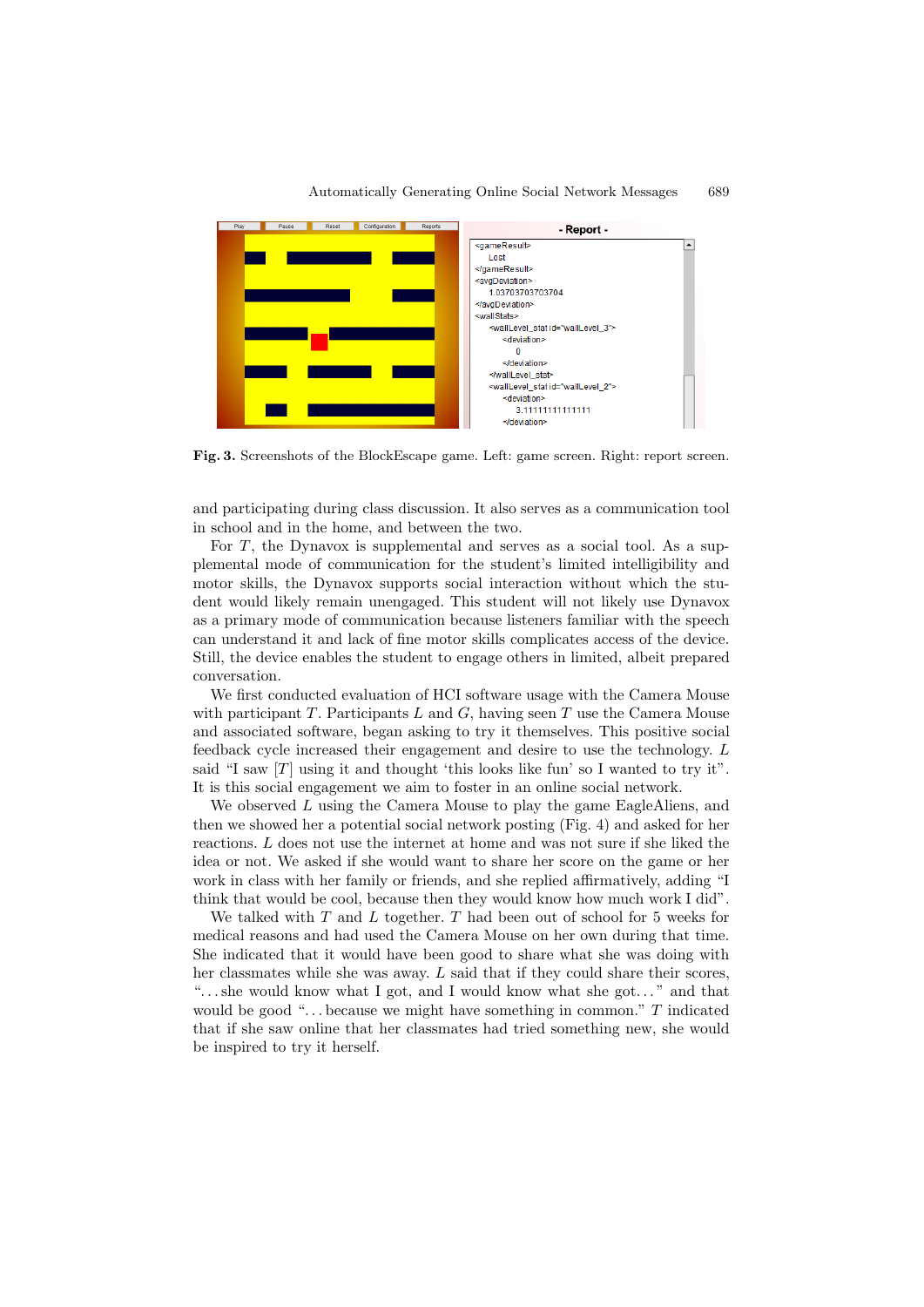**Fig. 3.** Screenshots of the BlockEscape game. Left: game screen. Right: report screen.

and participating during class discussion. It also serves as a communication tool in school and in the home, and between the two.

For $T$, the Dynavox is supplemental and serves as a social tool. As a supplemental mode of communication for the student's limited intelligibility and motor skills, the Dynavox supports social interaction without which the student would likely remain unengaged. This student will not likely use Dynavox as a primary mode of communication because listeners familiar with the speech can understand it and lack of fine motor skills complicates access of the device. Still, the device enables the student to engage others in limited, albeit prepared conversation.

We first conducted evaluation of HCI software usage with the Camera Mouse with participant $T$. Participants $L$ and $G$, having seen $T$ use the Camera Mouse and associated software, began asking to try it themselves. This positive social feedback cycle increased their engagement and desire to use the technology. $L$ said "I saw [$T$] using it and thought 'this looks like fun' so I wanted to try it". It is this social engagement we aim to foster in an online social network.

We observed $L$ using the Camera Mouse to play the game EagleAliens, and then we showed her a potential social network posting (Fig. 4) and asked for her reactions. $L$ does not use the internet at home and was not sure if she liked the idea or not. We asked if she would want to share her score on the game or her work in class with her family or friends, and she replied affirmatively, adding "I think that would be cool, because then they would know how much work I did".

We talked with $T$ and $L$ together. $T$ had been out of school for 5 weeks for medical reasons and had used the Camera Mouse on her own during that time. She indicated that it would have been good to share what she was doing with her classmates while she was away. $L$ said that if they could share their scores, "...she would know what I got, and I would know what she got..." and that would be good "...because we might have something in common." $T$ indicated that if she saw online that her classmates had tried something new, she would be inspired to try it herself.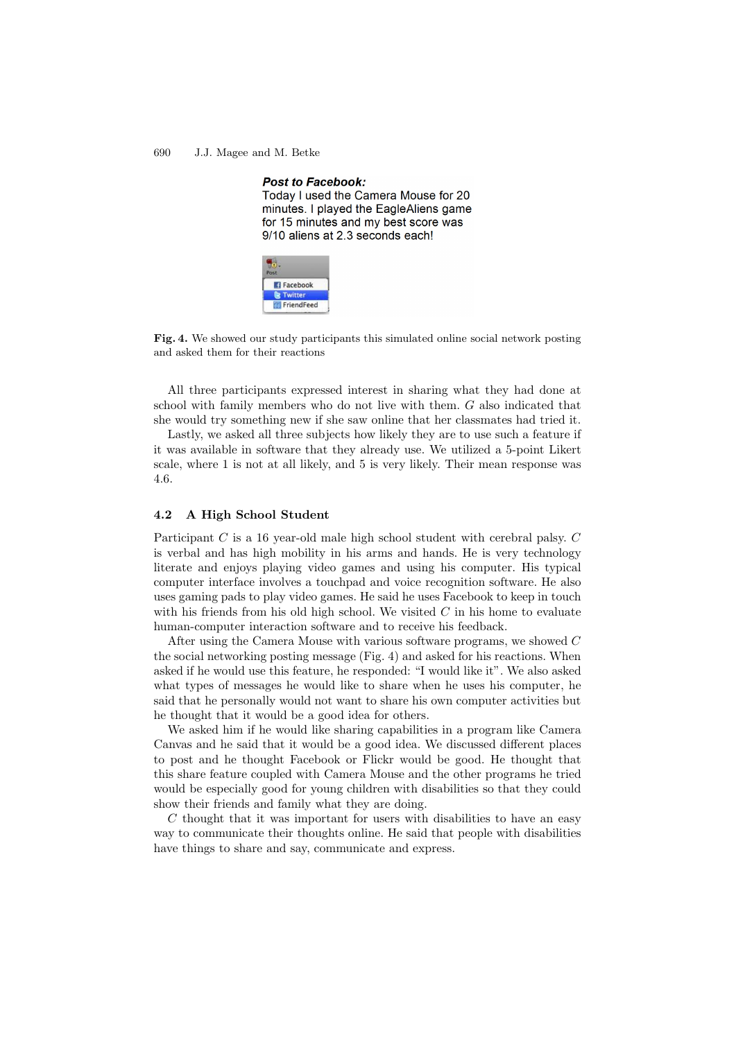**Post to Facebook:**
Today I used the Camera Mouse for 20 minutes. I played the EagleAliens game for 15 minutes and my best score was 9/10 aliens at 2.3 seconds each!

Post
Facebook
Twitter
FriendFeed

**Fig. 4.** We showed our study participants this simulated online social network posting and asked them for their reactions

All three participants expressed interest in sharing what they had done at school with family members who do not live with them. *G* also indicated that she would try something new if she saw online that her classmates had tried it.

Lastly, we asked all three subjects how likely they are to use such a feature if it was available in software that they already use. We utilized a 5-point Likert scale, where 1 is not at all likely, and 5 is very likely. Their mean response was 4.6.

### 4.2 A High School Student

Participant *C* is a 16 year-old male high school student with cerebral palsy. *C* is verbal and has high mobility in his arms and hands. He is very technology literate and enjoys playing video games and using his computer. His typical computer interface involves a touchpad and voice recognition software. He also uses gaming pads to play video games. He said he uses Facebook to keep in touch with his friends from his old high school. We visited *C* in his home to evaluate human-computer interaction software and to receive his feedback.

After using the Camera Mouse with various software programs, we showed *C* the social networking posting message (Fig. 4) and asked for his reactions. When asked if he would use this feature, he responded: "I would like it". We also asked what types of messages he would like to share when he uses his computer, he said that he personally would not want to share his own computer activities but he thought that it would be a good idea for others.

We asked him if he would like sharing capabilities in a program like Camera Canvas and he said that it would be a good idea. We discussed different places to post and he thought Facebook or Flickr would be good. He thought that this share feature coupled with Camera Mouse and the other programs he tried would be especially good for young children with disabilities so that they could show their friends and family what they are doing.

*C* thought that it was important for users with disabilities to have an easy way to communicate their thoughts online. He said that people with disabilities have things to share and say, communicate and express.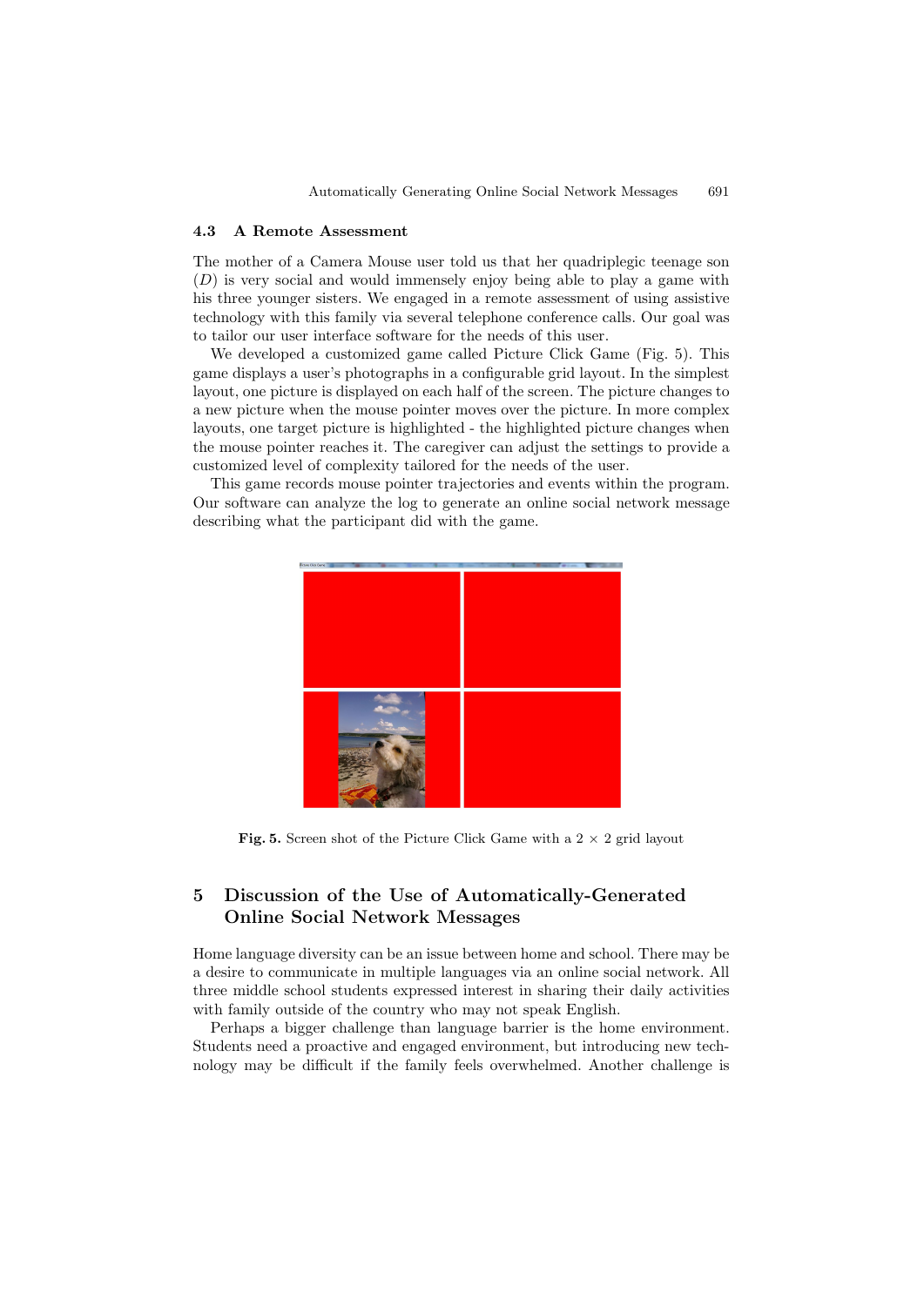### 4.3 A Remote Assessment

The mother of a Camera Mouse user told us that her quadriplegic teenage son ($D$) is very social and would immensely enjoy being able to play a game with his three younger sisters. We engaged in a remote assessment of using assistive technology with this family via several telephone conference calls. Our goal was to tailor our user interface software for the needs of this user.

We developed a customized game called Picture Click Game (Fig. 5). This game displays a user's photographs in a configurable grid layout. In the simplest layout, one picture is displayed on each half of the screen. The picture changes to a new picture when the mouse pointer moves over the picture. In more complex layouts, one target picture is highlighted - the highlighted picture changes when the mouse pointer reaches it. The caregiver can adjust the settings to provide a customized level of complexity tailored for the needs of the user.

This game records mouse pointer trajectories and events within the program. Our software can analyze the log to generate an online social network message describing what the participant did with the game.

**Fig. 5.** Screen shot of the Picture Click Game with a 2 × 2 grid layout

## 5 Discussion of the Use of Automatically-Generated Online Social Network Messages

Home language diversity can be an issue between home and school. There may be a desire to communicate in multiple languages via an online social network. All three middle school students expressed interest in sharing their daily activities with family outside of the country who may not speak English.

Perhaps a bigger challenge than language barrier is the home environment. Students need a proactive and engaged environment, but introducing new technology may be difficult if the family feels overwhelmed. Another challenge is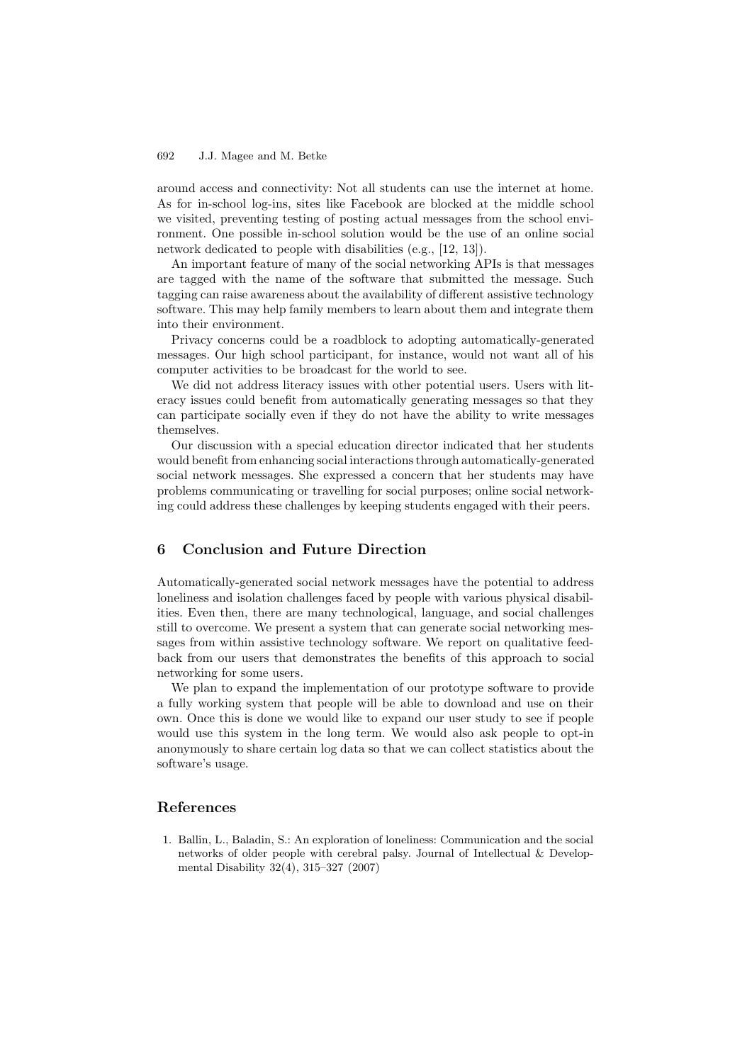around access and connectivity: Not all students can use the internet at home. As for in-school log-ins, sites like Facebook are blocked at the middle school we visited, preventing testing of posting actual messages from the school environment. One possible in-school solution would be the use of an online social network dedicated to people with disabilities (e.g., [12, 13]).

An important feature of many of the social networking APIs is that messages are tagged with the name of the software that submitted the message. Such tagging can raise awareness about the availability of different assistive technology software. This may help family members to learn about them and integrate them into their environment.

Privacy concerns could be a roadblock to adopting automatically-generated messages. Our high school participant, for instance, would not want all of his computer activities to be broadcast for the world to see.

We did not address literacy issues with other potential users. Users with literacy issues could benefit from automatically generating messages so that they can participate socially even if they do not have the ability to write messages themselves.

Our discussion with a special education director indicated that her students would benefit from enhancing social interactions through automatically-generated social network messages. She expressed a concern that her students may have problems communicating or travelling for social purposes; online social networking could address these challenges by keeping students engaged with their peers.

## 6 Conclusion and Future Direction

Automatically-generated social network messages have the potential to address loneliness and isolation challenges faced by people with various physical disabilities. Even then, there are many technological, language, and social challenges still to overcome. We present a system that can generate social networking messages from within assistive technology software. We report on qualitative feedback from our users that demonstrates the benefits of this approach to social networking for some users.

We plan to expand the implementation of our prototype software to provide a fully working system that people will be able to download and use on their own. Once this is done we would like to expand our user study to see if people would use this system in the long term. We would also ask people to opt-in anonymously to share certain log data so that we can collect statistics about the software's usage.

## References

1. Ballin, L., Baladin, S.: An exploration of loneliness: Communication and the social networks of older people with cerebral palsy. Journal of Intellectual & Developmental Disability 32(4), 315–327 (2007)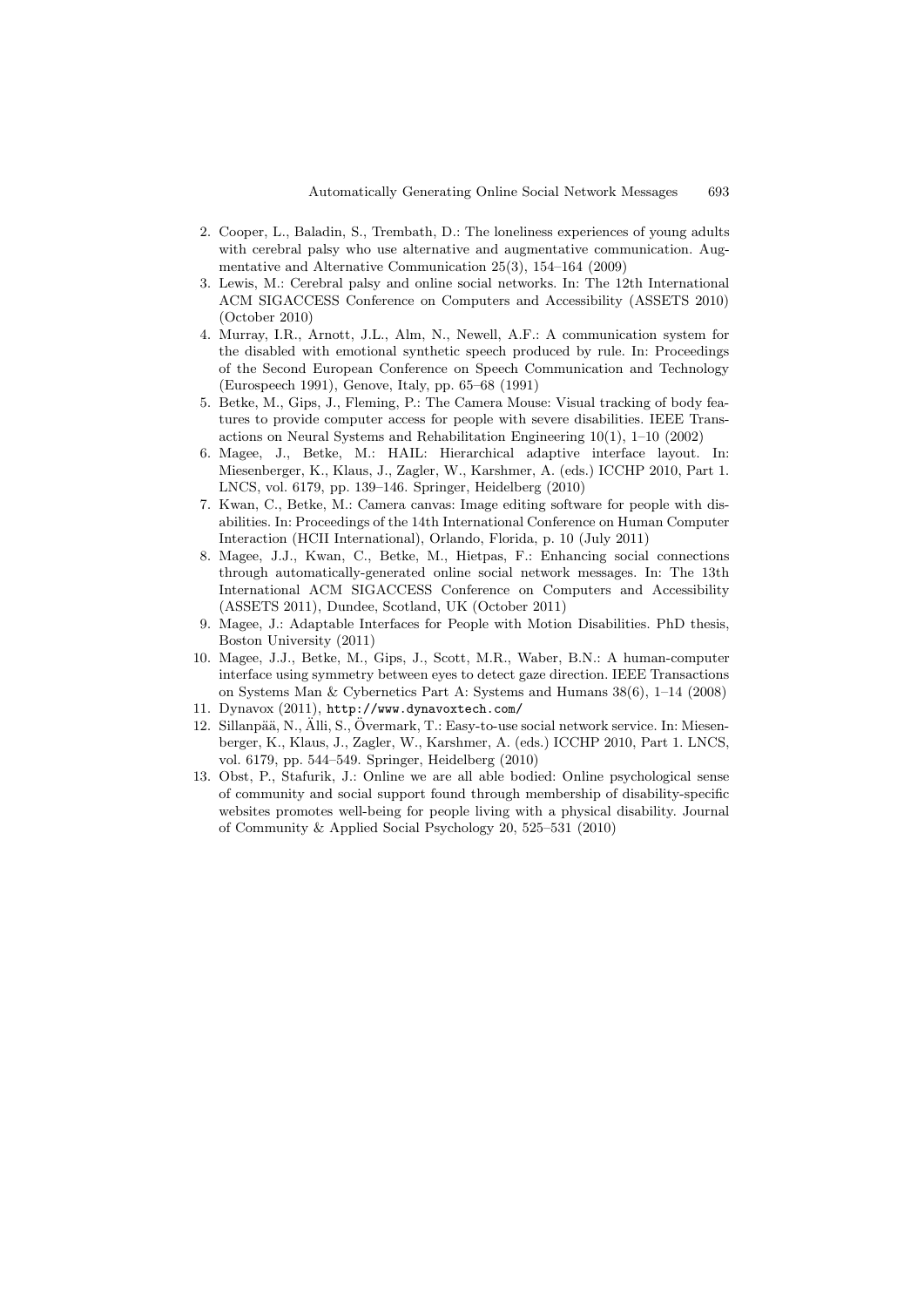2. Cooper, L., Baladin, S., Trembath, D.: The loneliness experiences of young adults with cerebral palsy who use alternative and augmentative communication. Augmentative and Alternative Communication 25(3), 154–164 (2009)
3. Lewis, M.: Cerebral palsy and online social networks. In: The 12th International ACM SIGACCESS Conference on Computers and Accessibility (ASSETS 2010) (October 2010)
4. Murray, I.R., Arnott, J.L., Alm, N., Newell, A.F.: A communication system for the disabled with emotional synthetic speech produced by rule. In: Proceedings of the Second European Conference on Speech Communication and Technology (Eurospeech 1991), Genove, Italy, pp. 65–68 (1991)
5. Betke, M., Gips, J., Fleming, P.: The Camera Mouse: Visual tracking of body features to provide computer access for people with severe disabilities. IEEE Transactions on Neural Systems and Rehabilitation Engineering 10(1), 1–10 (2002)
6. Magee, J., Betke, M.: HAIL: Hierarchical adaptive interface layout. In: Miesenberger, K., Klaus, J., Zagler, W., Karshmer, A. (eds.) ICCHP 2010, Part 1. LNCS, vol. 6179, pp. 139–146. Springer, Heidelberg (2010)
7. Kwan, C., Betke, M.: Camera canvas: Image editing software for people with disabilities. In: Proceedings of the 14th International Conference on Human Computer Interaction (HCII International), Orlando, Florida, p. 10 (July 2011)
8. Magee, J.J., Kwan, C., Betke, M., Hietpas, F.: Enhancing social connections through automatically-generated online social network messages. In: The 13th International ACM SIGACCESS Conference on Computers and Accessibility (ASSETS 2011), Dundee, Scotland, UK (October 2011)
9. Magee, J.: Adaptable Interfaces for People with Motion Disabilities. PhD thesis, Boston University (2011)
10. Magee, J.J., Betke, M., Gips, J., Scott, M.R., Waber, B.N.: A human-computer interface using symmetry between eyes to detect gaze direction. IEEE Transactions on Systems Man & Cybernetics Part A: Systems and Humans 38(6), 1–14 (2008)
11. Dynavox (2011), http://www.dynavoxtech.com/
12. Sillanpää, N., Älli, S., Övermark, T.: Easy-to-use social network service. In: Miesenberger, K., Klaus, J., Zagler, W., Karshmer, A. (eds.) ICCHP 2010, Part 1. LNCS, vol. 6179, pp. 544–549. Springer, Heidelberg (2010)
13. Obst, P., Stafurik, J.: Online we are all able bodied: Online psychological sense of community and social support found through membership of disability-specific websites promotes well-being for people living with a physical disability. Journal of Community & Applied Social Psychology 20, 525–531 (2010)